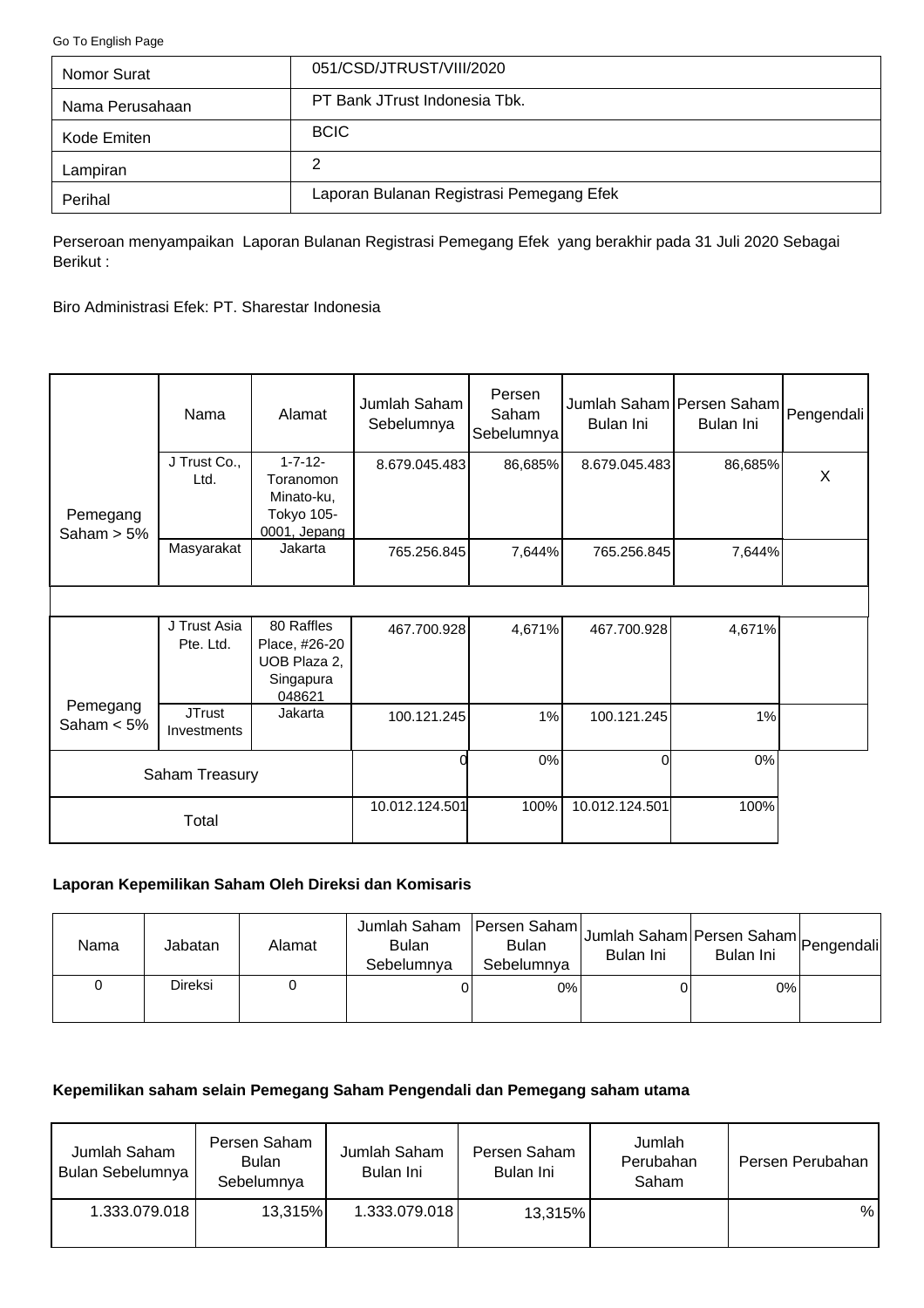Go To English Page

| Nomor Surat | 051/CSD/JTRUST/VIII/2020 |
|---|---|
| Nama Perusahaan | PT Bank JTrust Indonesia Tbk. |
| Kode Emiten | BCIC |
| Lampiran | 2 |
| Perihal | Laporan Bulanan Registrasi Pemegang Efek |

Perseroan menyampaikan Laporan Bulanan Registrasi Pemegang Efek yang berakhir pada 31 Juli 2020 Sebagai Berikut :

Biro Administrasi Efek: PT. Sharestar Indonesia

| | Nama | Alamat | Jumlah Saham Sebelumnya | Persen Saham Sebelumnya | Jumlah Saham Bulan Ini | Persen Saham Bulan Ini | Pengendali |
|---|---|---|---|---|---|---|---|
| Pemegang Saham > 5% | J Trust Co., Ltd. | 1-7-12- Toranomon Minato-ku, Tokyo 105-0001, Jepang | 8.679.045.483 | 86,685% | 8.679.045.483 | 86,685% | X |
| | Masyarakat | Jakarta | 765.256.845 | 7,644% | 765.256.845 | 7,644% | |
| Pemegang Saham < 5% | J Trust Asia Pte. Ltd. | 80 Raffles Place, #26-20 UOB Plaza 2, Singapura 048621 | 467.700.928 | 4,671% | 467.700.928 | 4,671% | |
| | JTrust Investments | Jakarta | 100.121.245 | 1% | 100.121.245 | 1% | |
| Saham Treasury | | | 0 | 0% | 0 | 0% | |
| Total | | | 10.012.124.501 | 100% | 10.012.124.501 | 100% | |

**Laporan Kepemilikan Saham Oleh Direksi dan Komisaris**

| Nama | Jabatan | Alamat | Jumlah Saham Bulan Sebelumnya | Persen Saham Bulan Sebelumnya | Jumlah Saham Bulan Ini | Persen Saham Bulan Ini | Pengendali |
|---|---|---|---|---|---|---|---|
| 0 | Direksi | 0 | 0 | 0% | 0 | 0% | |

**Kepemilikan saham selain Pemegang Saham Pengendali dan Pemegang saham utama**

| Jumlah Saham Bulan Sebelumnya | Persen Saham Bulan Sebelumnya | Jumlah Saham Bulan Ini | Persen Saham Bulan Ini | Jumlah Perubahan Saham | Persen Perubahan |
|---|---|---|---|---|---|
| 1.333.079.018 | 13,315% | 1.333.079.018 | 13,315% | | % |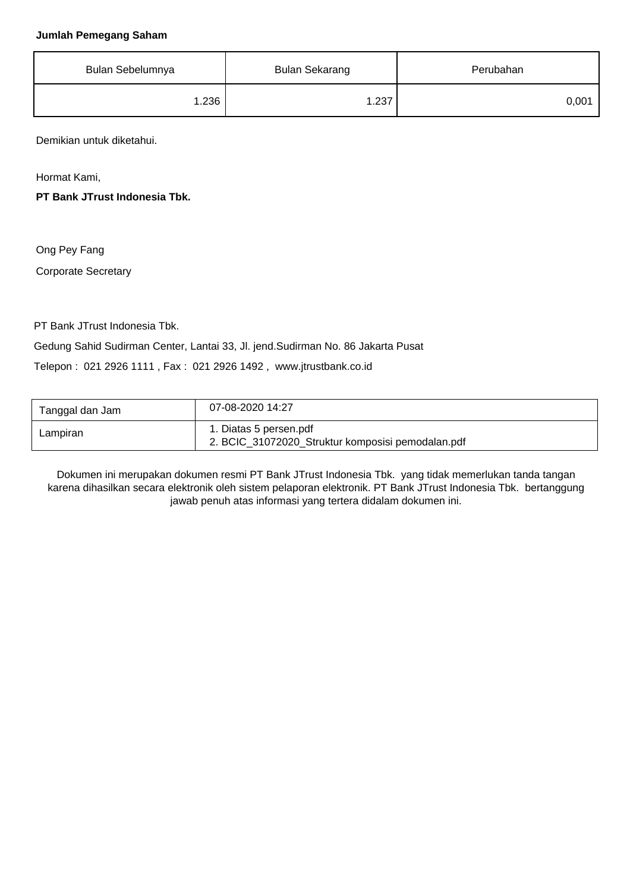**Jumlah Pemegang Saham**

| Bulan Sebelumnya | Bulan Sekarang | Perubahan |
|---|---|---|
| 1.236 | 1.237 | 0,001 |

Demikian untuk diketahui.

Hormat Kami,

**PT Bank JTrust Indonesia Tbk.**

Ong Pey Fang

Corporate Secretary

PT Bank JTrust Indonesia Tbk.

Gedung Sahid Sudirman Center, Lantai 33, Jl. jend.Sudirman No. 86 Jakarta Pusat

Telepon : 021 2926 1111 , Fax : 021 2926 1492 , www.jtrustbank.co.id

| Tanggal dan Jam | 07-08-2020 14:27 |
|---|---|
| Lampiran | 1. Diatas 5 persen.pdf<br>2. BCIC_31072020_Struktur komposisi pemodalan.pdf |

Dokumen ini merupakan dokumen resmi PT Bank JTrust Indonesia Tbk. yang tidak memerlukan tanda tangan karena dihasilkan secara elektronik oleh sistem pelaporan elektronik. PT Bank JTrust Indonesia Tbk. bertanggung jawab penuh atas informasi yang tertera didalam dokumen ini.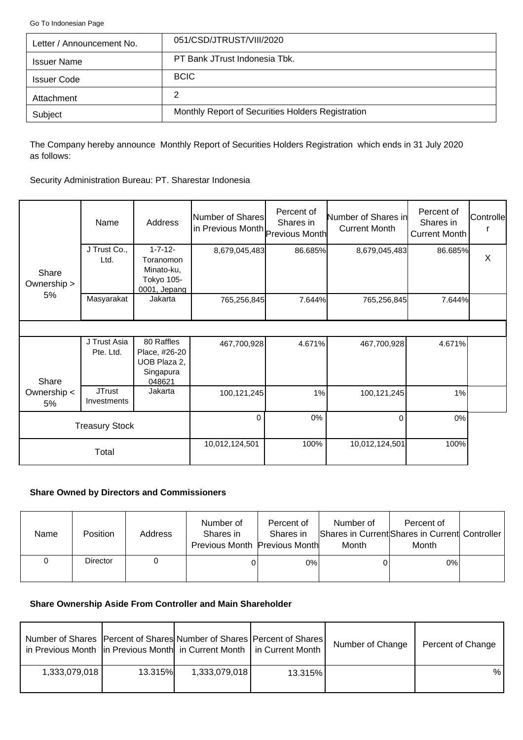Go To Indonesian Page

| Letter / Announcement No. | 051/CSD/JTRUST/VIII/2020 |
| --- | --- |
| Issuer Name | PT Bank JTrust Indonesia Tbk. |
| Issuer Code | BCIC |
| Attachment | 2 |
| Subject | Monthly Report of Securities Holders Registration |

The Company hereby announce Monthly Report of Securities Holders Registration which ends in 31 July 2020 as follows:

Security Administration Bureau: PT. Sharestar Indonesia

| | Name | Address | Number of Shares in Previous Month | Percent of Shares in Previous Month | Number of Shares in Current Month | Percent of Shares in Current Month | Controller |
| --- | --- | --- | --- | --- | --- | --- | --- |
| Share Ownership > 5% | J Trust Co., Ltd. | 1-7-12- Toranomon Minato-ku, Tokyo 105-0001, Jepang | 8,679,045,483 | 86.685% | 8,679,045,483 | 86.685% | X |
| | Masyarakat | Jakarta | 765,256,845 | 7.644% | 765,256,845 | 7.644% | |
| Share Ownership < 5% | J Trust Asia Pte. Ltd. | 80 Raffles Place, #26-20 UOB Plaza 2, Singapura 048621 | 467,700,928 | 4.671% | 467,700,928 | 4.671% | |
| | JTrust Investments | Jakarta | 100,121,245 | 1% | 100,121,245 | 1% | |
| Treasury Stock | | | 0 | 0% | 0 | 0% | |
| Total | | | 10,012,124,501 | 100% | 10,012,124,501 | 100% | |

**Share Owned by Directors and Commissioners**

| Name | Position | Address | Number of Shares in Previous Month | Percent of Shares in Previous Month | Number of Shares in Current Month | Percent of Shares in Current Month | Controller |
| --- | --- | --- | --- | --- | --- | --- | --- |
| 0 | Director | 0 | 0 | 0% | 0 | 0% | |

**Share Ownership Aside From Controller and Main Shareholder**

| Number of Shares in Previous Month | Percent of Shares in Previous Month | Number of Shares in Current Month | Percent of Shares in Current Month | Number of Change | Percent of Change |
| --- | --- | --- | --- | --- | --- |
| 1,333,079,018 | 13.315% | 1,333,079,018 | 13.315% | | % |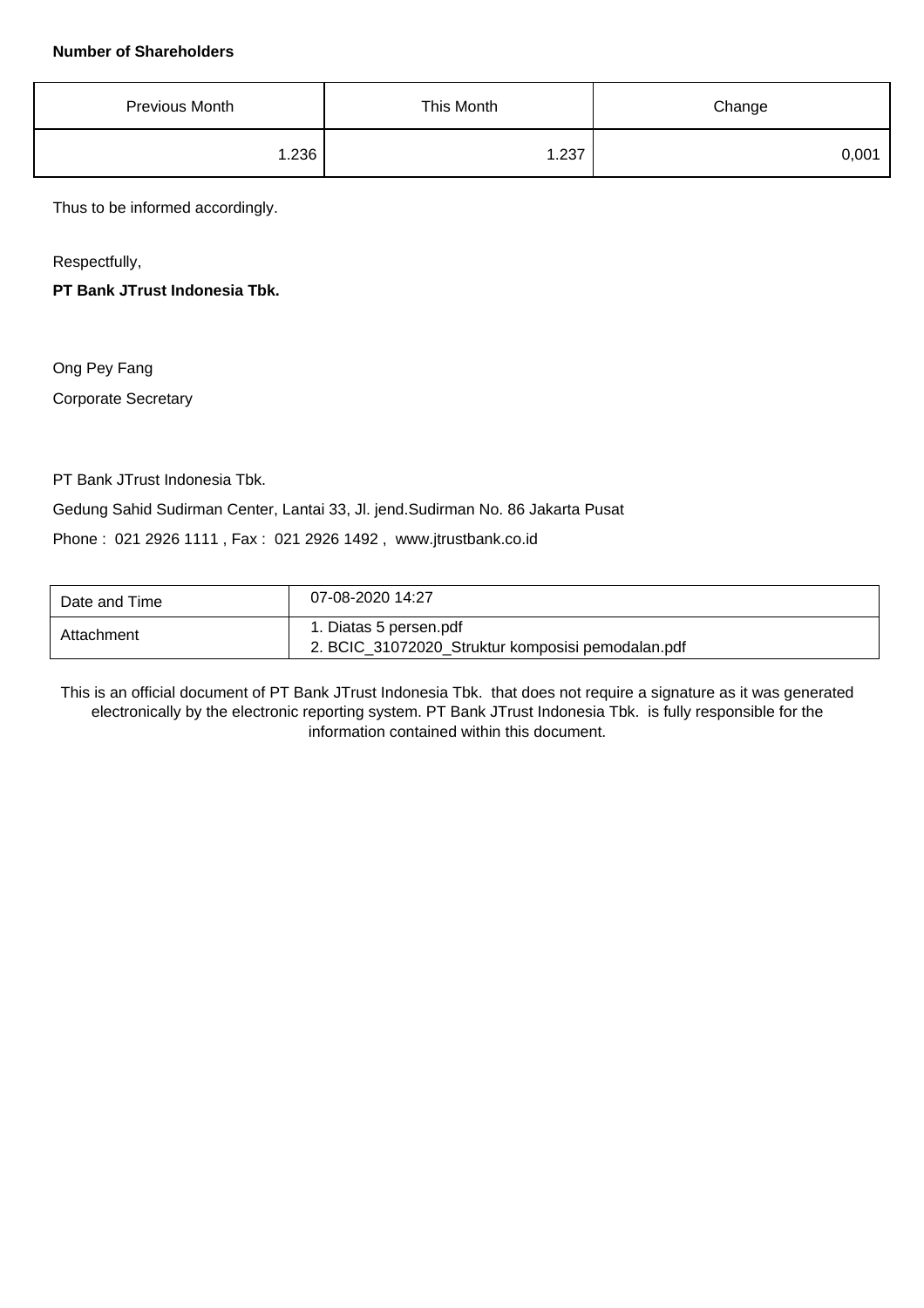**Number of Shareholders**

| Previous Month | This Month | Change |
|---|---|---|
| 1.236 | 1.237 | 0,001 |

Thus to be informed accordingly.

Respectfully,

**PT Bank JTrust Indonesia Tbk.**

Ong Pey Fang

Corporate Secretary

PT Bank JTrust Indonesia Tbk.

Gedung Sahid Sudirman Center, Lantai 33, Jl. jend.Sudirman No. 86 Jakarta Pusat

Phone : 021 2926 1111 , Fax : 021 2926 1492 , www.jtrustbank.co.id

| | |
|---|---|
| Date and Time | 07-08-2020 14:27 |
| Attachment | 1. Diatas 5 persen.pdf<br>2. BCIC_31072020_Struktur komposisi pemodalan.pdf |

This is an official document of PT Bank JTrust Indonesia Tbk. that does not require a signature as it was generated electronically by the electronic reporting system. PT Bank JTrust Indonesia Tbk. is fully responsible for the information contained within this document.